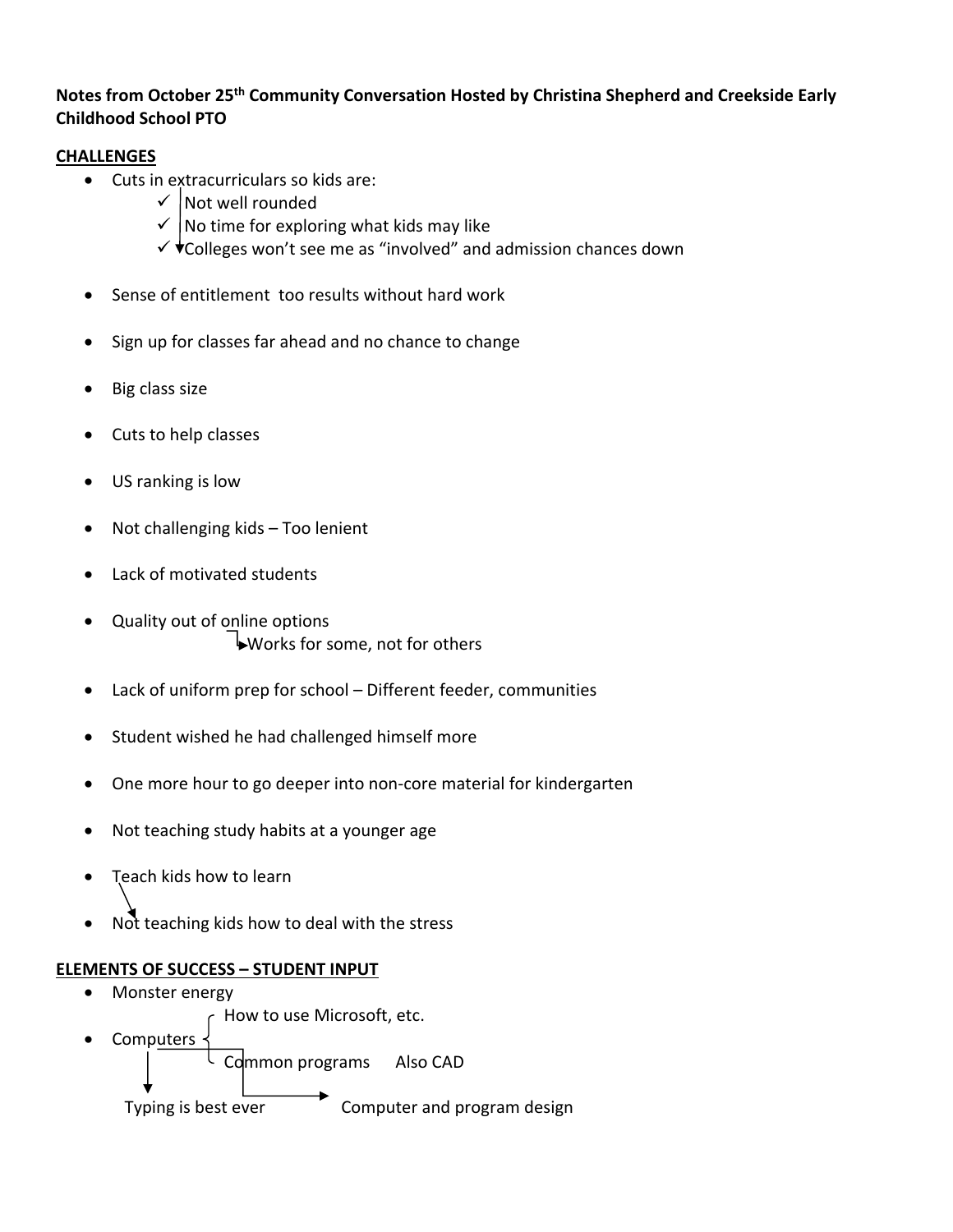**Notes from October 25th Community Conversation Hosted by Christina Shepherd and Creekside Early Childhood School PTO**

## CHALLENGES

- Cuts in extracurriculars so kids are:
  - ✓ Not well rounded
  - ✓ No time for exploring what kids may like
  - ✓ Colleges won't see me as "involved" and admission chances down
- Sense of entitlement too results without hard work
- Sign up for classes far ahead and no chance to change
- Big class size
- Cuts to help classes
- US ranking is low
- Not challenging kids – Too lenient
- Lack of motivated students
- Quality out of online options
  - → Works for some, not for others
- Lack of uniform prep for school – Different feeder, communities
- Student wished he had challenged himself more
- One more hour to go deeper into non-core material for kindergarten
- Not teaching study habits at a younger age
- Teach kids how to learn
- Not teaching kids how to deal with the stress

## ELEMENTS OF SUCCESS – STUDENT INPUT

- Monster energy
- Computers
  - How to use Microsoft, etc.
  - Common programs Also CAD
  - → Typing is best ever
  - → Computer and program design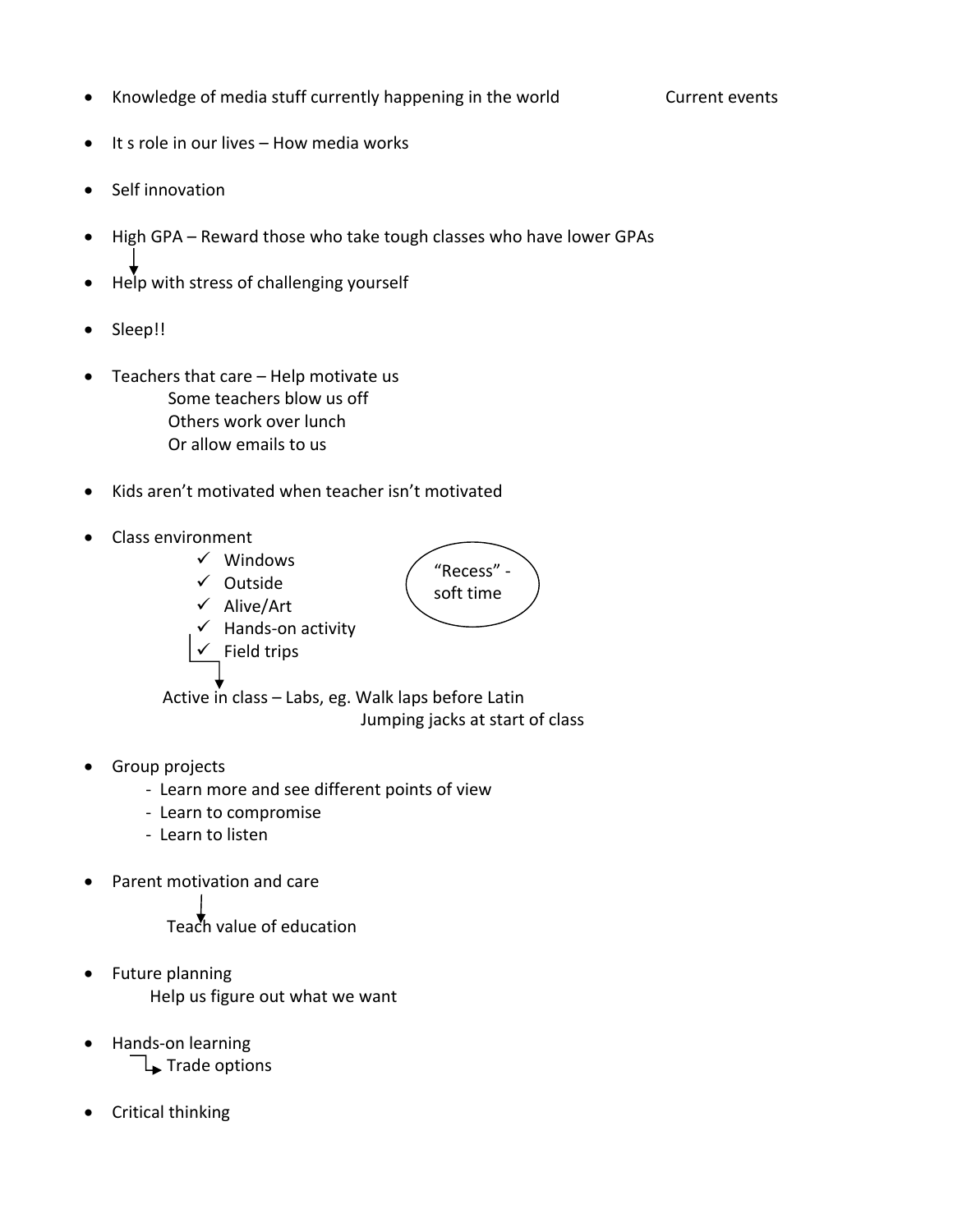- Knowledge of media stuff currently happening in the world Current events
- It s role in our lives – How media works
- Self innovation
- High GPA – Reward those who take tough classes who have lower GPAs
  ↓
- Help with stress of challenging yourself
- Sleep!!
- Teachers that care – Help motivate us
  - Some teachers blow us off
  - Others work over lunch
  - Or allow emails to us
- Kids aren't motivated when teacher isn't motivated
- Class environment
  - ✓ Windows
  - ✓ Outside
  - ✓ Alive/Art
  - ✓ Hands-on activity
  - ✓ Field trips

  "Recess" - soft time

  ↓ Active in class – Labs, eg. Walk laps before Latin
  Jumping jacks at start of class
- Group projects
  - Learn more and see different points of view
  - Learn to compromise
  - Learn to listen
- Parent motivation and care
  ↓
  Teach value of education
- Future planning
  Help us figure out what we want
- Hands-on learning
  → Trade options
- Critical thinking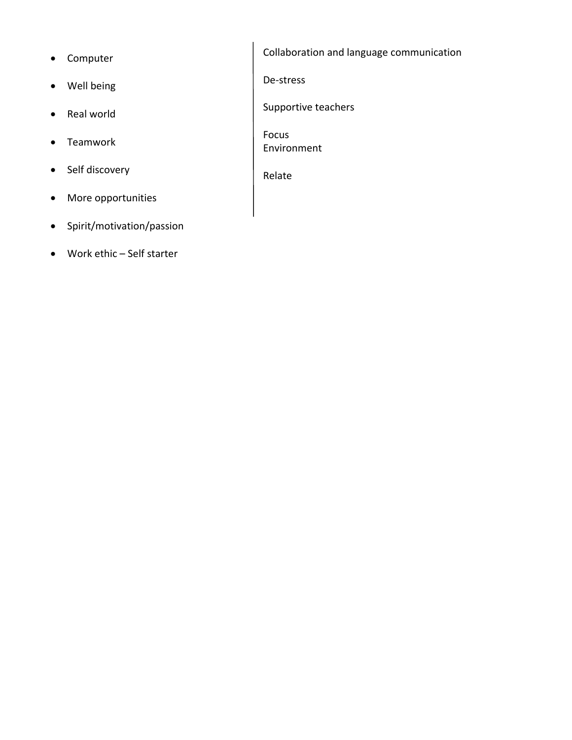- Computer
- Well being
- Real world
- Teamwork
- Self discovery
- More opportunities
- Spirit/motivation/passion
- Work ethic – Self starter

Collaboration and language communication

De-stress

Supportive teachers

Focus
Environment

Relate